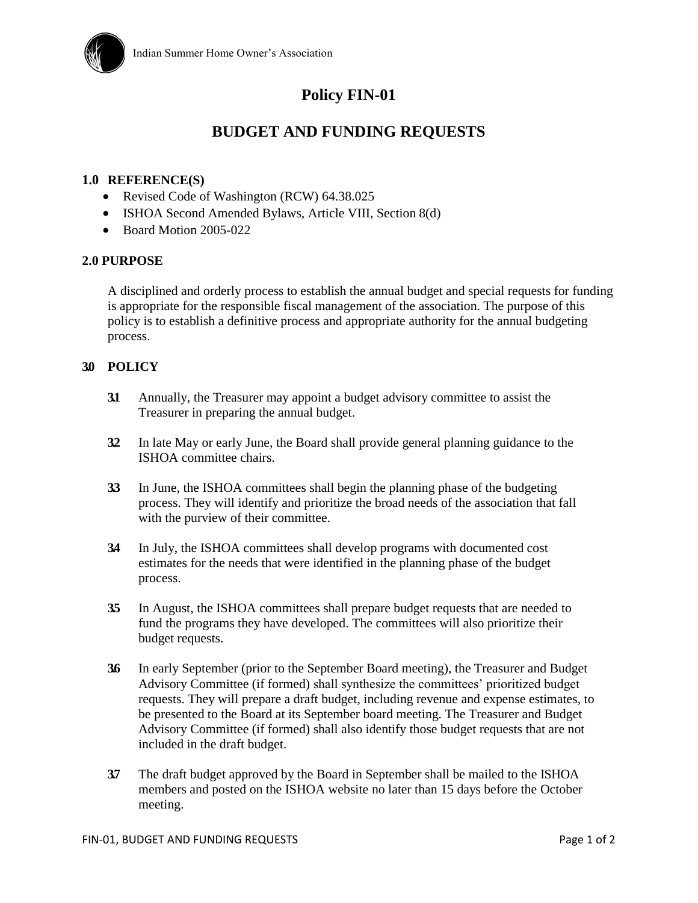Indian Summer Home Owner's Association

# Policy FIN-01

# BUDGET AND FUNDING REQUESTS

## 1.0 REFERENCE(S)

- Revised Code of Washington (RCW) 64.38.025
- ISHOA Second Amended Bylaws, Article VIII, Section 8(d)
- Board Motion 2005-022

## 2.0 PURPOSE

A disciplined and orderly process to establish the annual budget and special requests for funding is appropriate for the responsible fiscal management of the association. The purpose of this policy is to establish a definitive process and appropriate authority for the annual budgeting process.

## 3.0 POLICY

**3.1** Annually, the Treasurer may appoint a budget advisory committee to assist the Treasurer in preparing the annual budget.

**3.2** In late May or early June, the Board shall provide general planning guidance to the ISHOA committee chairs.

**3.3** In June, the ISHOA committees shall begin the planning phase of the budgeting process. They will identify and prioritize the broad needs of the association that fall with the purview of their committee.

**3.4** In July, the ISHOA committees shall develop programs with documented cost estimates for the needs that were identified in the planning phase of the budget process.

**3.5** In August, the ISHOA committees shall prepare budget requests that are needed to fund the programs they have developed. The committees will also prioritize their budget requests.

**3.6** In early September (prior to the September Board meeting), the Treasurer and Budget Advisory Committee (if formed) shall synthesize the committees' prioritized budget requests. They will prepare a draft budget, including revenue and expense estimates, to be presented to the Board at its September board meeting. The Treasurer and Budget Advisory Committee (if formed) shall also identify those budget requests that are not included in the draft budget.

**3.7** The draft budget approved by the Board in September shall be mailed to the ISHOA members and posted on the ISHOA website no later than 15 days before the October meeting.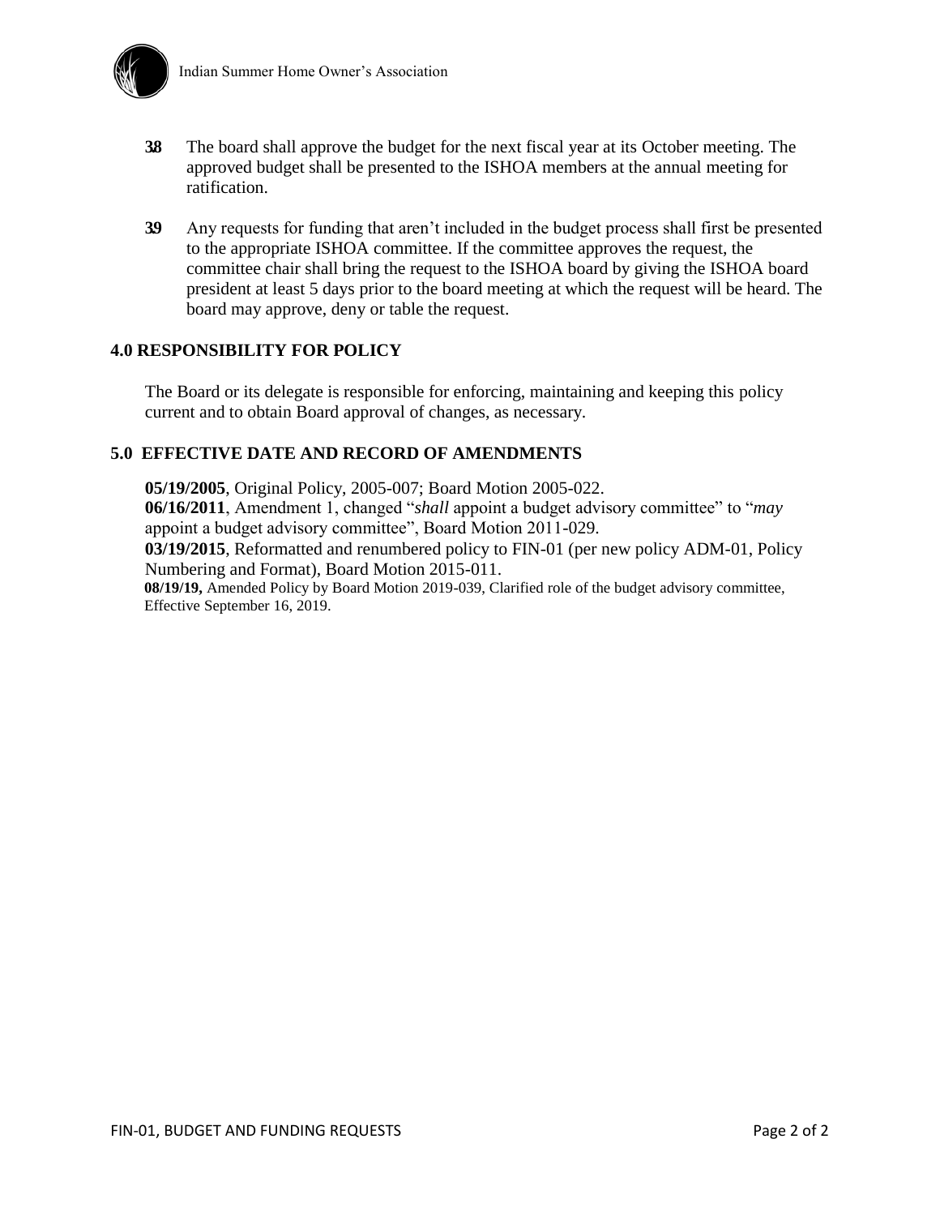**3.8** The board shall approve the budget for the next fiscal year at its October meeting. The approved budget shall be presented to the ISHOA members at the annual meeting for ratification.

**3.9** Any requests for funding that aren't included in the budget process shall first be presented to the appropriate ISHOA committee. If the committee approves the request, the committee chair shall bring the request to the ISHOA board by giving the ISHOA board president at least 5 days prior to the board meeting at which the request will be heard. The board may approve, deny or table the request.

## 4.0 RESPONSIBILITY FOR POLICY

The Board or its delegate is responsible for enforcing, maintaining and keeping this policy current and to obtain Board approval of changes, as necessary.

## 5.0 EFFECTIVE DATE AND RECORD OF AMENDMENTS

**05/19/2005**, Original Policy, 2005-007; Board Motion 2005-022.
**06/16/2011**, Amendment 1, changed "*shall* appoint a budget advisory committee" to "*may* appoint a budget advisory committee", Board Motion 2011-029.
**03/19/2015**, Reformatted and renumbered policy to FIN-01 (per new policy ADM-01, Policy Numbering and Format), Board Motion 2015-011.
**08/19/19,** Amended Policy by Board Motion 2019-039, Clarified role of the budget advisory committee, Effective September 16, 2019.